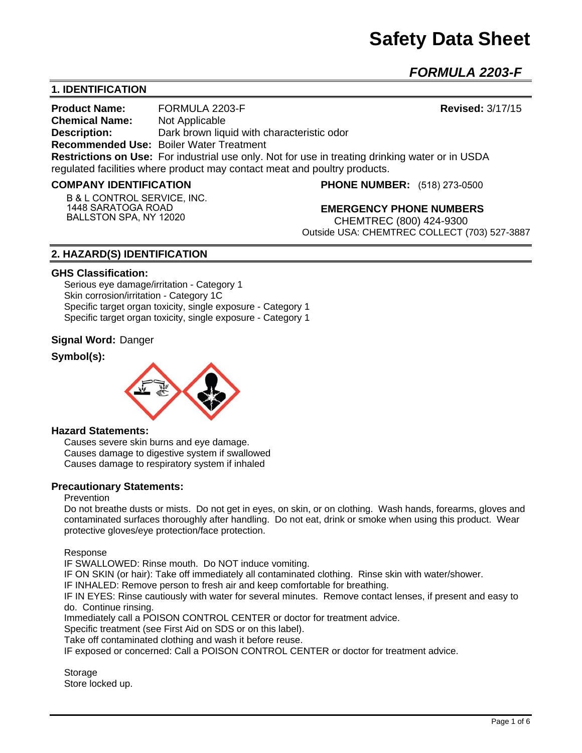# Safety Data Sheet

## *FORMULA 2203-F*

### 1. IDENTIFICATION

**Product Name:** FORMULA 2203-F **Revised:** 3/17/15
**Chemical Name:** Not Applicable
**Description:** Dark brown liquid with characteristic odor
**Recommended Use:** Boiler Water Treatment
**Restrictions on Use:** For industrial use only. Not for use in treating drinking water or in USDA regulated facilities where product may contact meat and poultry products.

**COMPANY IDENTIFICATION**

B & L CONTROL SERVICE, INC.
1448 SARATOGA ROAD
BALLSTON SPA, NY 12020

**PHONE NUMBER:** (518) 273-0500

**EMERGENCY PHONE NUMBERS**
CHEMTREC (800) 424-9300
Outside USA: CHEMTREC COLLECT (703) 527-3887

### 2. HAZARD(S) IDENTIFICATION

**GHS Classification:**

Serious eye damage/irritation - Category 1
Skin corrosion/irritation - Category 1C
Specific target organ toxicity, single exposure - Category 1
Specific target organ toxicity, single exposure - Category 1

**Signal Word:** Danger

**Symbol(s):**

**Hazard Statements:**

Causes severe skin burns and eye damage.
Causes damage to digestive system if swallowed
Causes damage to respiratory system if inhaled

**Precautionary Statements:**

Prevention

Do not breathe dusts or mists. Do not get in eyes, on skin, or on clothing. Wash hands, forearms, gloves and contaminated surfaces thoroughly after handling. Do not eat, drink or smoke when using this product. Wear protective gloves/eye protection/face protection.

Response

IF SWALLOWED: Rinse mouth. Do NOT induce vomiting.
IF ON SKIN (or hair): Take off immediately all contaminated clothing. Rinse skin with water/shower.
IF INHALED: Remove person to fresh air and keep comfortable for breathing.
IF IN EYES: Rinse cautiously with water for several minutes. Remove contact lenses, if present and easy to do. Continue rinsing.
Immediately call a POISON CONTROL CENTER or doctor for treatment advice.
Specific treatment (see First Aid on SDS or on this label).
Take off contaminated clothing and wash it before reuse.
IF exposed or concerned: Call a POISON CONTROL CENTER or doctor for treatment advice.

Storage

Store locked up.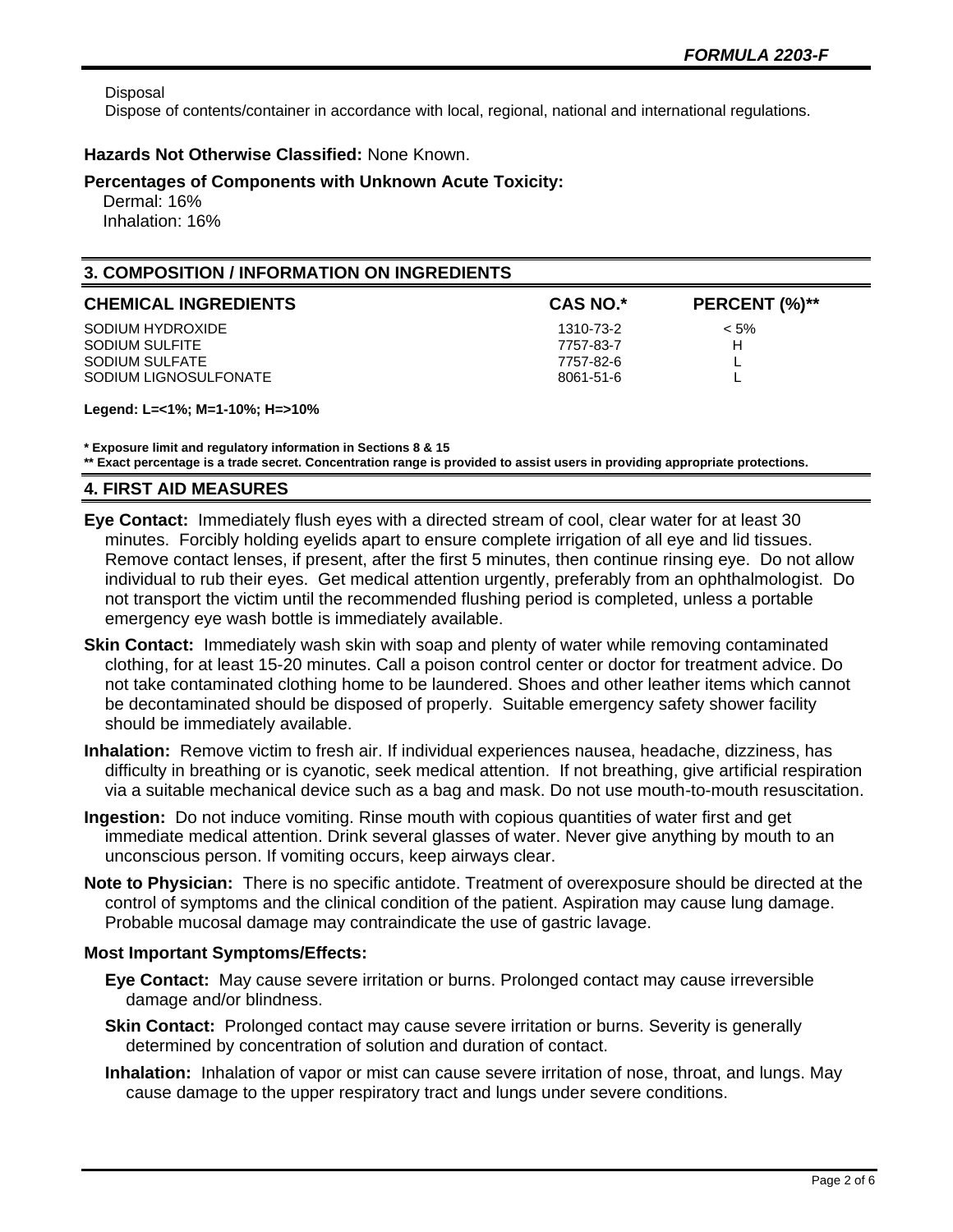Disposal

Dispose of contents/container in accordance with local, regional, national and international regulations.

**Hazards Not Otherwise Classified:** None Known.

**Percentages of Components with Unknown Acute Toxicity:**

Dermal: 16%
Inhalation: 16%

## 3. COMPOSITION / INFORMATION ON INGREDIENTS

| CHEMICAL INGREDIENTS | CAS NO.* | PERCENT (%)** |
|---|---|---|
| SODIUM HYDROXIDE | 1310-73-2 | < 5% |
| SODIUM SULFITE | 7757-83-7 | H |
| SODIUM SULFATE | 7757-82-6 | L |
| SODIUM LIGNOSULFONATE | 8061-51-6 | L |

**Legend: L=<1%; M=1-10%; H=>10%**

**\* Exposure limit and regulatory information in Sections 8 & 15**
**\*\* Exact percentage is a trade secret. Concentration range is provided to assist users in providing appropriate protections.**

## 4. FIRST AID MEASURES

**Eye Contact:** Immediately flush eyes with a directed stream of cool, clear water for at least 30 minutes. Forcibly holding eyelids apart to ensure complete irrigation of all eye and lid tissues. Remove contact lenses, if present, after the first 5 minutes, then continue rinsing eye. Do not allow individual to rub their eyes. Get medical attention urgently, preferably from an ophthalmologist. Do not transport the victim until the recommended flushing period is completed, unless a portable emergency eye wash bottle is immediately available.

**Skin Contact:** Immediately wash skin with soap and plenty of water while removing contaminated clothing, for at least 15-20 minutes. Call a poison control center or doctor for treatment advice. Do not take contaminated clothing home to be laundered. Shoes and other leather items which cannot be decontaminated should be disposed of properly. Suitable emergency safety shower facility should be immediately available.

**Inhalation:** Remove victim to fresh air. If individual experiences nausea, headache, dizziness, has difficulty in breathing or is cyanotic, seek medical attention. If not breathing, give artificial respiration via a suitable mechanical device such as a bag and mask. Do not use mouth-to-mouth resuscitation.

**Ingestion:** Do not induce vomiting. Rinse mouth with copious quantities of water first and get immediate medical attention. Drink several glasses of water. Never give anything by mouth to an unconscious person. If vomiting occurs, keep airways clear.

**Note to Physician:** There is no specific antidote. Treatment of overexposure should be directed at the control of symptoms and the clinical condition of the patient. Aspiration may cause lung damage. Probable mucosal damage may contraindicate the use of gastric lavage.

**Most Important Symptoms/Effects:**

**Eye Contact:** May cause severe irritation or burns. Prolonged contact may cause irreversible damage and/or blindness.

**Skin Contact:** Prolonged contact may cause severe irritation or burns. Severity is generally determined by concentration of solution and duration of contact.

**Inhalation:** Inhalation of vapor or mist can cause severe irritation of nose, throat, and lungs. May cause damage to the upper respiratory tract and lungs under severe conditions.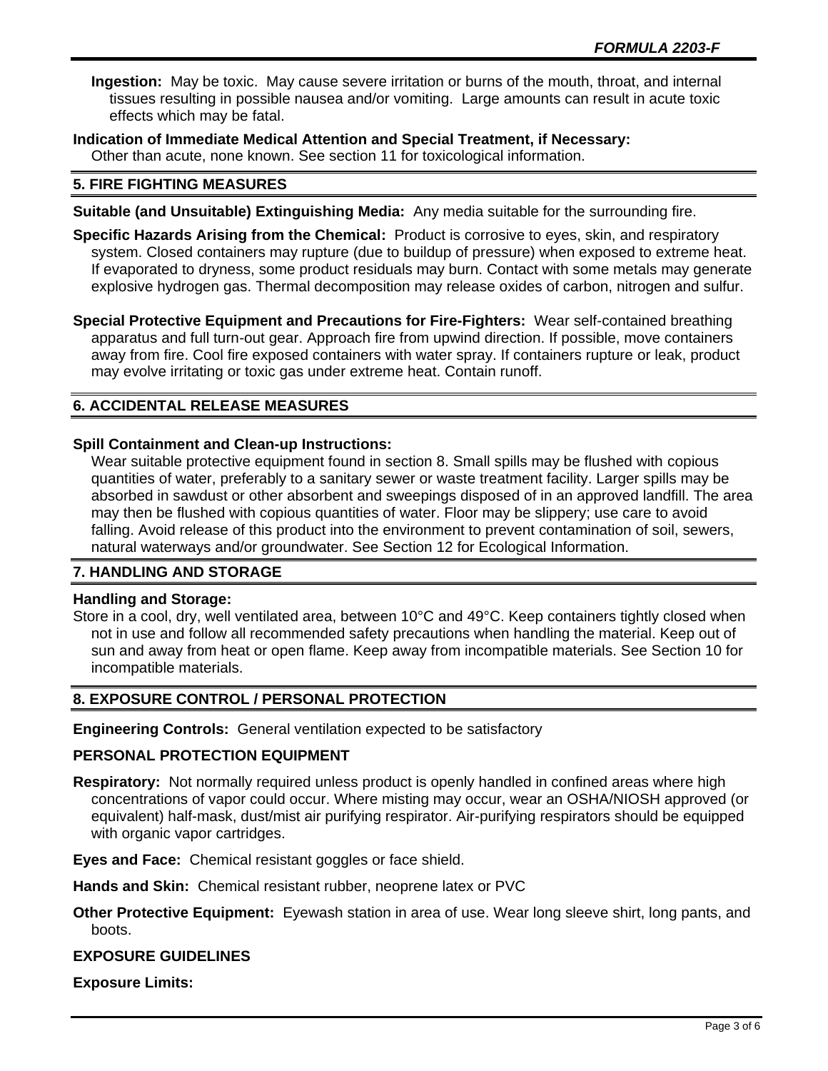**Ingestion:** May be toxic. May cause severe irritation or burns of the mouth, throat, and internal tissues resulting in possible nausea and/or vomiting. Large amounts can result in acute toxic effects which may be fatal.

**Indication of Immediate Medical Attention and Special Treatment, if Necessary:**
Other than acute, none known. See section 11 for toxicological information.

## 5. FIRE FIGHTING MEASURES

**Suitable (and Unsuitable) Extinguishing Media:** Any media suitable for the surrounding fire.

**Specific Hazards Arising from the Chemical:** Product is corrosive to eyes, skin, and respiratory system. Closed containers may rupture (due to buildup of pressure) when exposed to extreme heat. If evaporated to dryness, some product residuals may burn. Contact with some metals may generate explosive hydrogen gas. Thermal decomposition may release oxides of carbon, nitrogen and sulfur.

**Special Protective Equipment and Precautions for Fire-Fighters:** Wear self-contained breathing apparatus and full turn-out gear. Approach fire from upwind direction. If possible, move containers away from fire. Cool fire exposed containers with water spray. If containers rupture or leak, product may evolve irritating or toxic gas under extreme heat. Contain runoff.

## 6. ACCIDENTAL RELEASE MEASURES

**Spill Containment and Clean-up Instructions:**
Wear suitable protective equipment found in section 8. Small spills may be flushed with copious quantities of water, preferably to a sanitary sewer or waste treatment facility. Larger spills may be absorbed in sawdust or other absorbent and sweepings disposed of in an approved landfill. The area may then be flushed with copious quantities of water. Floor may be slippery; use care to avoid falling. Avoid release of this product into the environment to prevent contamination of soil, sewers, natural waterways and/or groundwater. See Section 12 for Ecological Information.

## 7. HANDLING AND STORAGE

**Handling and Storage:**
Store in a cool, dry, well ventilated area, between 10°C and 49°C. Keep containers tightly closed when not in use and follow all recommended safety precautions when handling the material. Keep out of sun and away from heat or open flame. Keep away from incompatible materials. See Section 10 for incompatible materials.

## 8. EXPOSURE CONTROL / PERSONAL PROTECTION

**Engineering Controls:** General ventilation expected to be satisfactory

### PERSONAL PROTECTION EQUIPMENT

**Respiratory:** Not normally required unless product is openly handled in confined areas where high concentrations of vapor could occur. Where misting may occur, wear an OSHA/NIOSH approved (or equivalent) half-mask, dust/mist air purifying respirator. Air-purifying respirators should be equipped with organic vapor cartridges.

**Eyes and Face:** Chemical resistant goggles or face shield.

**Hands and Skin:** Chemical resistant rubber, neoprene latex or PVC

**Other Protective Equipment:** Eyewash station in area of use. Wear long sleeve shirt, long pants, and boots.

### EXPOSURE GUIDELINES

**Exposure Limits:**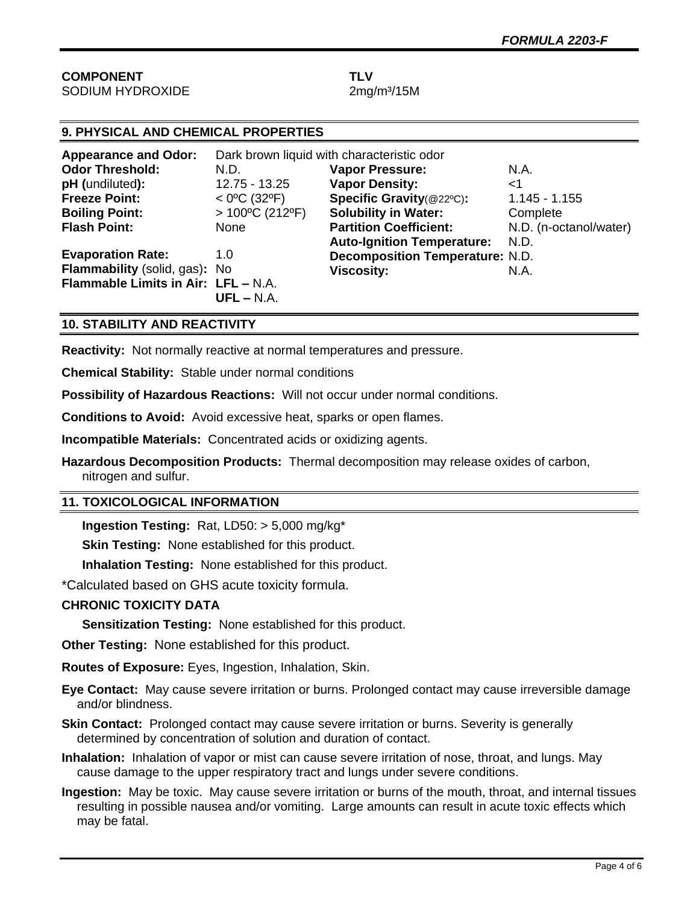| **COMPONENT** | **TLV** |
|---|---|
| SODIUM HYDROXIDE | 2mg/m³/15M |

## 9. PHYSICAL AND CHEMICAL PROPERTIES

**Appearance and Odor:** Dark brown liquid with characteristic odor

| | | | |
|---|---|---|---|
| **Odor Threshold:** | N.D. | **Vapor Pressure:** | N.A. |
| **pH (**undiluted**):** | 12.75 - 13.25 | **Vapor Density:** | <1 |
| **Freeze Point:** | < 0ºC (32ºF) | **Specific Gravity**(@22ºC)**:** | 1.145 - 1.155 |
| **Boiling Point:** | > 100ºC (212ºF) | **Solubility in Water:** | Complete |
| **Flash Point:** | None | **Partition Coefficient:** | N.D. (n-octanol/water) |
| | | **Auto-Ignition Temperature:** | N.D. |
| **Evaporation Rate:** | 1.0 | **Decomposition Temperature:** | N.D. |
| **Flammability** (solid, gas)**:** | No | **Viscosity:** | N.A. |
| **Flammable Limits in Air:** | **LFL –** N.A. **UFL –** N.A. | | |

## 10. STABILITY AND REACTIVITY

**Reactivity:** Not normally reactive at normal temperatures and pressure.

**Chemical Stability:** Stable under normal conditions

**Possibility of Hazardous Reactions:** Will not occur under normal conditions.

**Conditions to Avoid:** Avoid excessive heat, sparks or open flames.

**Incompatible Materials:** Concentrated acids or oxidizing agents.

**Hazardous Decomposition Products:** Thermal decomposition may release oxides of carbon, nitrogen and sulfur.

## 11. TOXICOLOGICAL INFORMATION

**Ingestion Testing:** Rat, LD50: > 5,000 mg/kg*

**Skin Testing:** None established for this product.

**Inhalation Testing:** None established for this product.

*Calculated based on GHS acute toxicity formula.

**CHRONIC TOXICITY DATA**

**Sensitization Testing:** None established for this product.

**Other Testing:** None established for this product.

**Routes of Exposure:** Eyes, Ingestion, Inhalation, Skin.

**Eye Contact:** May cause severe irritation or burns. Prolonged contact may cause irreversible damage and/or blindness.

**Skin Contact:** Prolonged contact may cause severe irritation or burns. Severity is generally determined by concentration of solution and duration of contact.

**Inhalation:** Inhalation of vapor or mist can cause severe irritation of nose, throat, and lungs. May cause damage to the upper respiratory tract and lungs under severe conditions.

**Ingestion:** May be toxic. May cause severe irritation or burns of the mouth, throat, and internal tissues resulting in possible nausea and/or vomiting. Large amounts can result in acute toxic effects which may be fatal.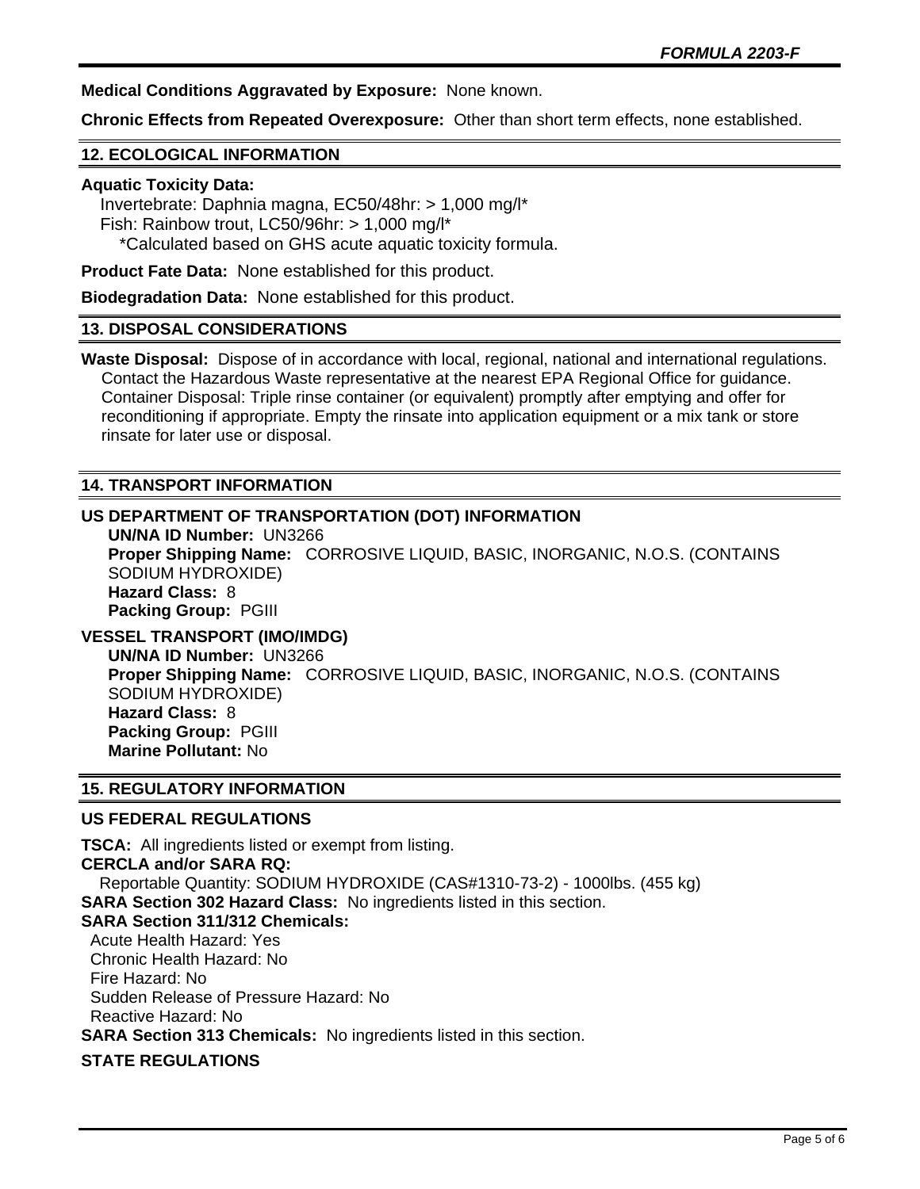**Medical Conditions Aggravated by Exposure:** None known.

**Chronic Effects from Repeated Overexposure:** Other than short term effects, none established.

## 12. ECOLOGICAL INFORMATION

**Aquatic Toxicity Data:**

Invertebrate: Daphnia magna, EC50/48hr: > 1,000 mg/l*
Fish: Rainbow trout, LC50/96hr: > 1,000 mg/l*
*Calculated based on GHS acute aquatic toxicity formula.

**Product Fate Data:** None established for this product.

**Biodegradation Data:** None established for this product.

## 13. DISPOSAL CONSIDERATIONS

**Waste Disposal:** Dispose of in accordance with local, regional, national and international regulations. Contact the Hazardous Waste representative at the nearest EPA Regional Office for guidance. Container Disposal: Triple rinse container (or equivalent) promptly after emptying and offer for reconditioning if appropriate. Empty the rinsate into application equipment or a mix tank or store rinsate for later use or disposal.

## 14. TRANSPORT INFORMATION

### US DEPARTMENT OF TRANSPORTATION (DOT) INFORMATION

**UN/NA ID Number:** UN3266
**Proper Shipping Name:** CORROSIVE LIQUID, BASIC, INORGANIC, N.O.S. (CONTAINS SODIUM HYDROXIDE)
**Hazard Class:** 8
**Packing Group:** PGIII

### VESSEL TRANSPORT (IMO/IMDG)

**UN/NA ID Number:** UN3266
**Proper Shipping Name:** CORROSIVE LIQUID, BASIC, INORGANIC, N.O.S. (CONTAINS SODIUM HYDROXIDE)
**Hazard Class:** 8
**Packing Group:** PGIII
**Marine Pollutant:** No

## 15. REGULATORY INFORMATION

### US FEDERAL REGULATIONS

**TSCA:** All ingredients listed or exempt from listing.
**CERCLA and/or SARA RQ:**
Reportable Quantity: SODIUM HYDROXIDE (CAS#1310-73-2) - 1000lbs. (455 kg)
**SARA Section 302 Hazard Class:** No ingredients listed in this section.
**SARA Section 311/312 Chemicals:**
Acute Health Hazard: Yes
Chronic Health Hazard: No
Fire Hazard: No
Sudden Release of Pressure Hazard: No
Reactive Hazard: No
**SARA Section 313 Chemicals:** No ingredients listed in this section.

### STATE REGULATIONS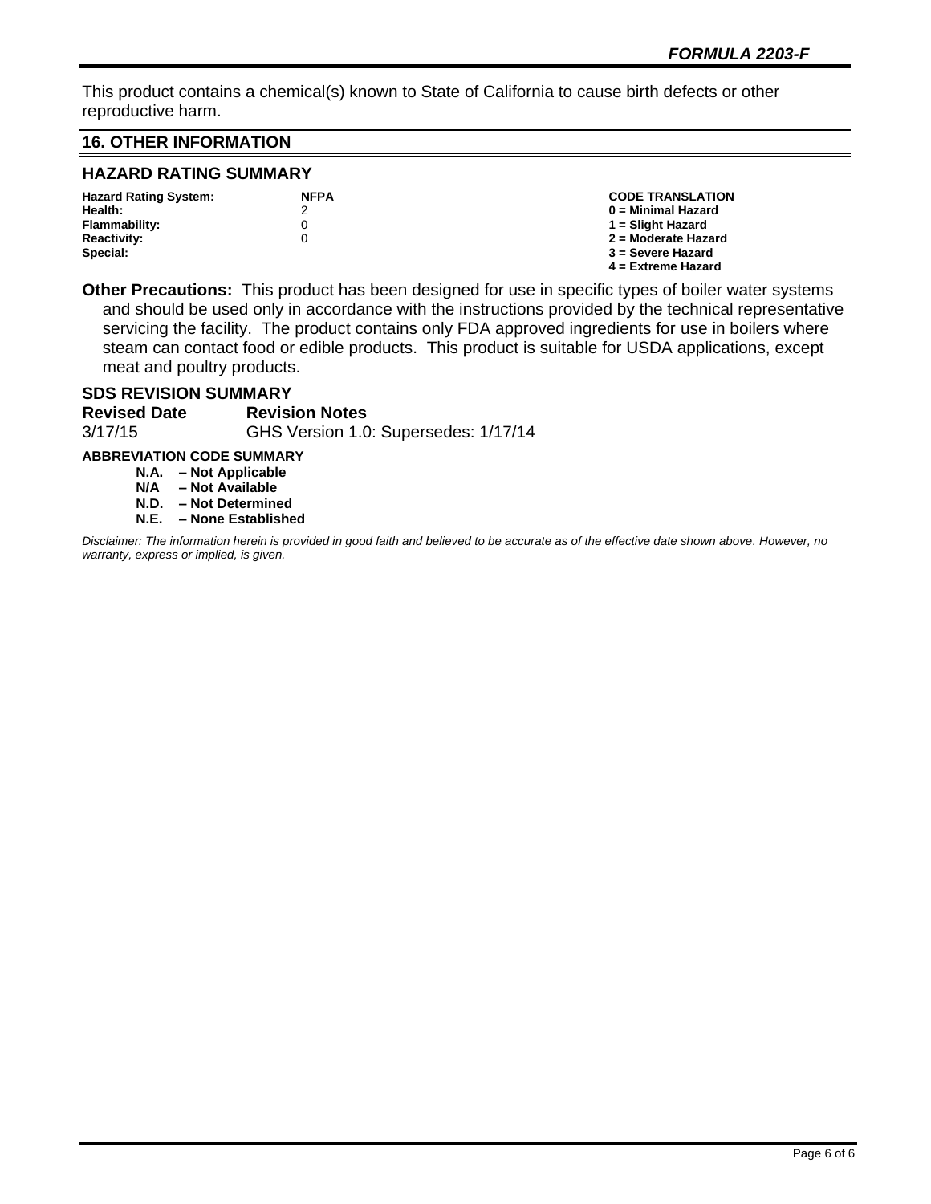This product contains a chemical(s) known to State of California to cause birth defects or other reproductive harm.

## 16. OTHER INFORMATION

### HAZARD RATING SUMMARY

| Hazard Rating System: | NFPA | CODE TRANSLATION |
|---|---|---|
| Health: | 2 | 0 = Minimal Hazard |
| Flammability: | 0 | 1 = Slight Hazard |
| Reactivity: | 0 | 2 = Moderate Hazard |
| Special: | | 3 = Severe Hazard |
| | | 4 = Extreme Hazard |

**Other Precautions:** This product has been designed for use in specific types of boiler water systems and should be used only in accordance with the instructions provided by the technical representative servicing the facility. The product contains only FDA approved ingredients for use in boilers where steam can contact food or edible products. This product is suitable for USDA applications, except meat and poultry products.

### SDS REVISION SUMMARY

| Revised Date | Revision Notes |
|---|---|
| 3/17/15 | GHS Version 1.0: Supersedes: 1/17/14 |

**ABBREVIATION CODE SUMMARY**

- **N.A. – Not Applicable**
- **N/A – Not Available**
- **N.D. – Not Determined**
- **N.E. – None Established**

*Disclaimer: The information herein is provided in good faith and believed to be accurate as of the effective date shown above. However, no warranty, express or implied, is given.*